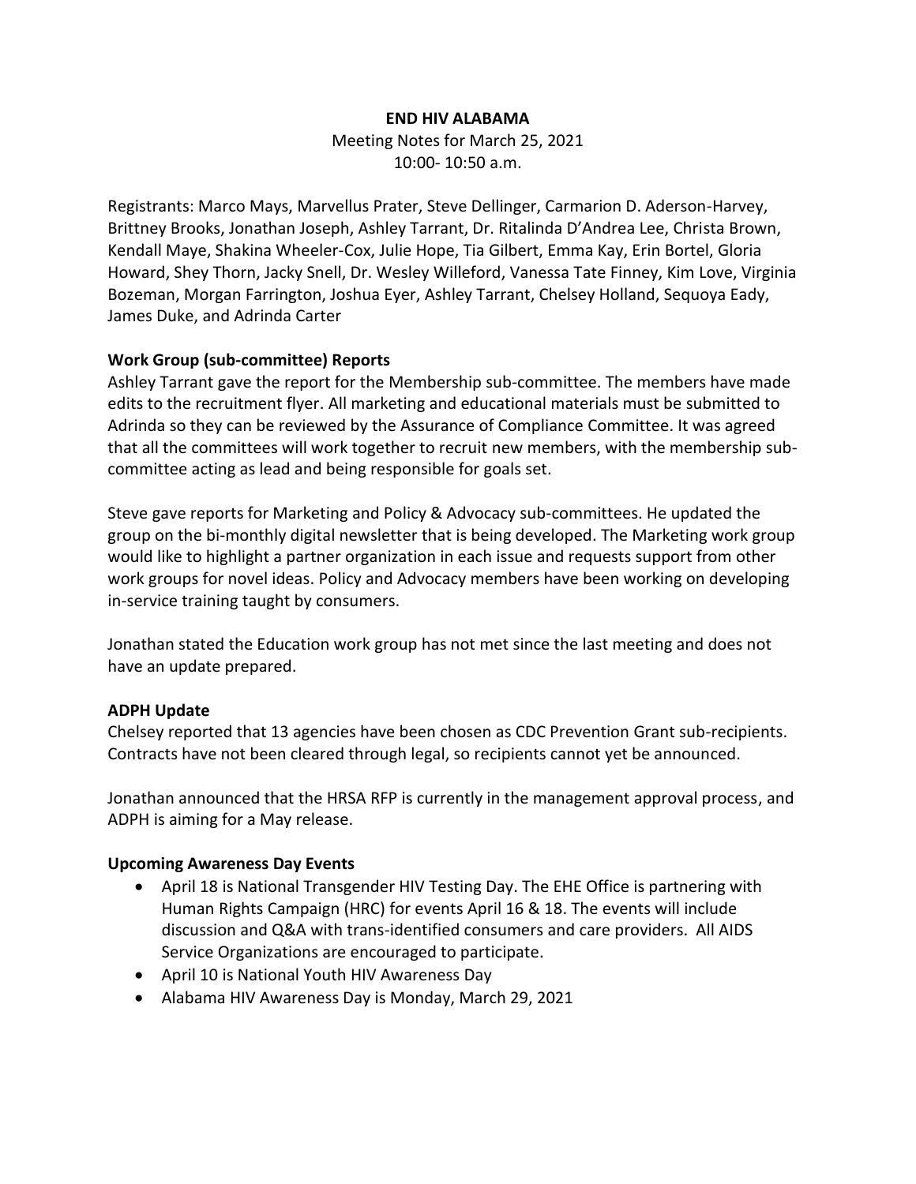# END HIV ALABAMA

Meeting Notes for March 25, 2021
10:00- 10:50 a.m.

Registrants: Marco Mays, Marvellus Prater, Steve Dellinger, Carmarion D. Aderson-Harvey, Brittney Brooks, Jonathan Joseph, Ashley Tarrant, Dr. Ritalinda D'Andrea Lee, Christa Brown, Kendall Maye, Shakina Wheeler-Cox, Julie Hope, Tia Gilbert, Emma Kay, Erin Bortel, Gloria Howard, Shey Thorn, Jacky Snell, Dr. Wesley Willeford, Vanessa Tate Finney, Kim Love, Virginia Bozeman, Morgan Farrington, Joshua Eyer, Ashley Tarrant, Chelsey Holland, Sequoya Eady, James Duke, and Adrinda Carter

## Work Group (sub-committee) Reports

Ashley Tarrant gave the report for the Membership sub-committee. The members have made edits to the recruitment flyer. All marketing and educational materials must be submitted to Adrinda so they can be reviewed by the Assurance of Compliance Committee. It was agreed that all the committees will work together to recruit new members, with the membership sub-committee acting as lead and being responsible for goals set.

Steve gave reports for Marketing and Policy & Advocacy sub-committees. He updated the group on the bi-monthly digital newsletter that is being developed. The Marketing work group would like to highlight a partner organization in each issue and requests support from other work groups for novel ideas. Policy and Advocacy members have been working on developing in-service training taught by consumers.

Jonathan stated the Education work group has not met since the last meeting and does not have an update prepared.

## ADPH Update

Chelsey reported that 13 agencies have been chosen as CDC Prevention Grant sub-recipients. Contracts have not been cleared through legal, so recipients cannot yet be announced.

Jonathan announced that the HRSA RFP is currently in the management approval process, and ADPH is aiming for a May release.

## Upcoming Awareness Day Events

- April 18 is National Transgender HIV Testing Day. The EHE Office is partnering with Human Rights Campaign (HRC) for events April 16 & 18. The events will include discussion and Q&A with trans-identified consumers and care providers. All AIDS Service Organizations are encouraged to participate.
- April 10 is National Youth HIV Awareness Day
- Alabama HIV Awareness Day is Monday, March 29, 2021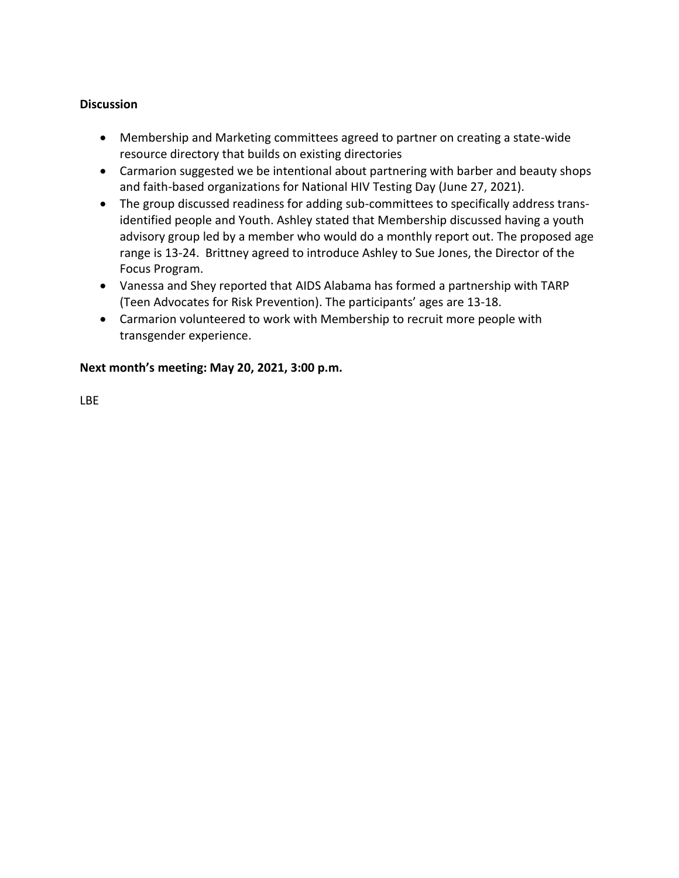**Discussion**

- Membership and Marketing committees agreed to partner on creating a state-wide resource directory that builds on existing directories
- Carmarion suggested we be intentional about partnering with barber and beauty shops and faith-based organizations for National HIV Testing Day (June 27, 2021).
- The group discussed readiness for adding sub-committees to specifically address trans-identified people and Youth. Ashley stated that Membership discussed having a youth advisory group led by a member who would do a monthly report out. The proposed age range is 13-24. Brittney agreed to introduce Ashley to Sue Jones, the Director of the Focus Program.
- Vanessa and Shey reported that AIDS Alabama has formed a partnership with TARP (Teen Advocates for Risk Prevention). The participants' ages are 13-18.
- Carmarion volunteered to work with Membership to recruit more people with transgender experience.

**Next month's meeting: May 20, 2021, 3:00 p.m.**

LBE